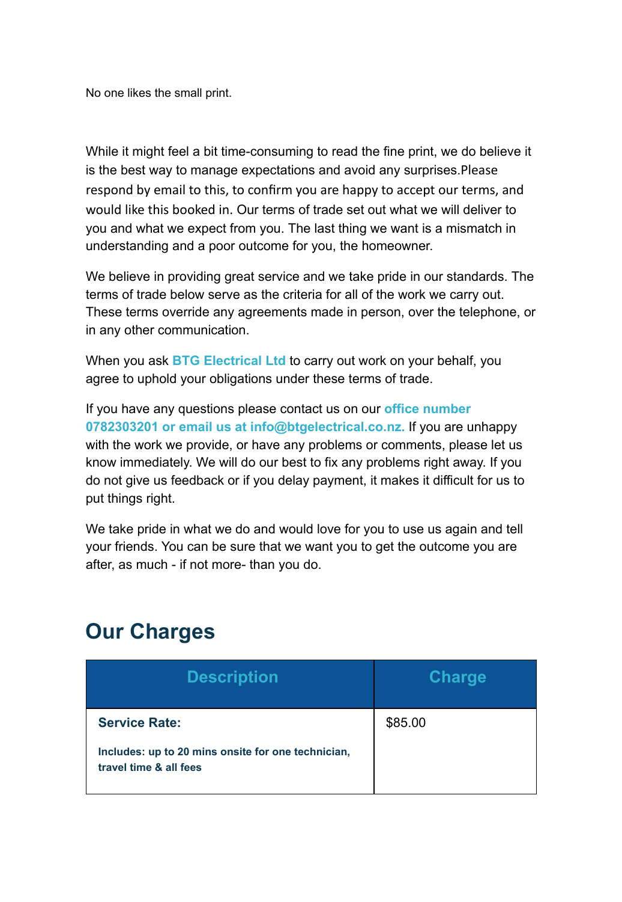No one likes the small print.

While it might feel a bit time-consuming to read the fine print, we do believe it is the best way to manage expectations and avoid any surprises.Please respond by email to this, to confirm you are happy to accept our terms, and would like this booked in. Our terms of trade set out what we will deliver to you and what we expect from you. The last thing we want is a mismatch in understanding and a poor outcome for you, the homeowner.

We believe in providing great service and we take pride in our standards. The terms of trade below serve as the criteria for all of the work we carry out. These terms override any agreements made in person, over the telephone, or in any other communication.

When you ask **BTG Electrical Ltd** to carry out work on your behalf, you agree to uphold your obligations under these terms of trade.

If you have any questions please contact us on our **office number 0782303201 or email us at info@btgelectrical.co.nz.** If you are unhappy with the work we provide, or have any problems or comments, please let us know immediately. We will do our best to fix any problems right away. If you do not give us feedback or if you delay payment, it makes it difficult for us to put things right.

We take pride in what we do and would love for you to use us again and tell your friends. You can be sure that we want you to get the outcome you are after, as much - if not more- than you do.

## Our Charges

| Description | Charge |
|---|---|
| **Service Rate:**<br><br>**Includes: up to 20 mins onsite for one technician, travel time & all fees** | $85.00 |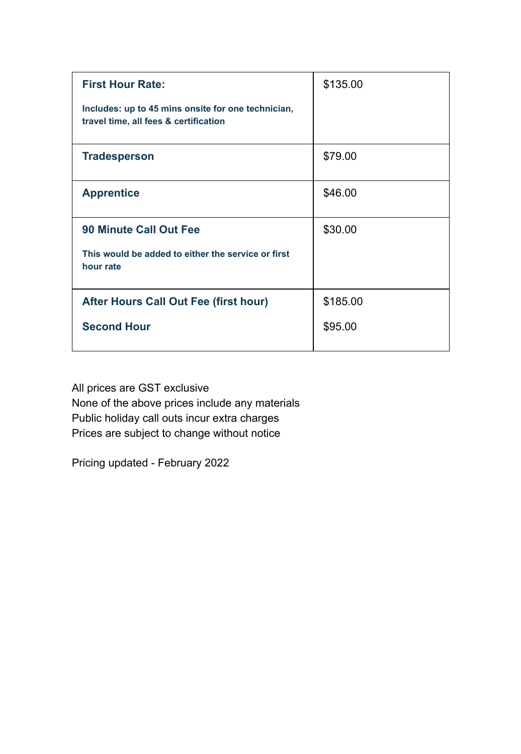| | |
|---|---|
| **First Hour Rate:**<br><br>**Includes: up to 45 mins onsite for one technician, travel time, all fees & certification** | $135.00 |
| **Tradesperson** | $79.00 |
| **Apprentice** | $46.00 |
| **90 Minute Call Out Fee**<br><br>**This would be added to either the service or first hour rate** | $30.00 |
| **After Hours Call Out Fee (first hour)**<br><br>**Second Hour** | $185.00<br><br>$95.00 |

All prices are GST exclusive
None of the above prices include any materials
Public holiday call outs incur extra charges
Prices are subject to change without notice

Pricing updated - February 2022